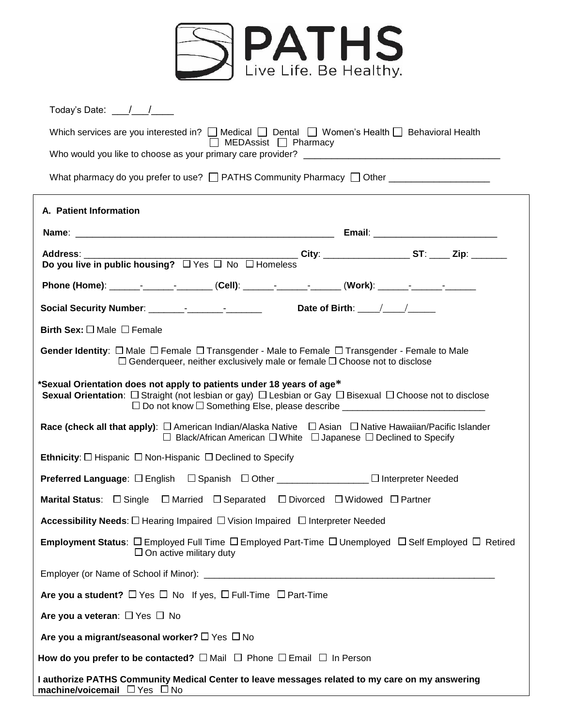**PATHS**
Live Life. Be Healthy.

Today's Date: ___/___/____

Which services are you interested in? ☐ Medical ☐ Dental ☐ Women's Health ☐ Behavioral Health ☐ MEDAssist ☐ Pharmacy

Who would you like to choose as your primary care provider? ______________________________________

What pharmacy do you prefer to use? ☐ PATHS Community Pharmacy ☐ Other ___________________

## A. Patient Information

**Name**: ____________________________________________________ **Email**: ________________________

**Address**: __________________________________________ **City**: ________________ **ST**: ____ **Zip**: _______

**Do you live in public housing?** ☐ Yes ☐ No ☐ Homeless

**Phone (Home)**: ______-______-_______ (**Cell**): ______-______-______ (**Work**): ______-______-______

**Social Security Number**: _______-_______-_______ **Date of Birth**: ____/____/_____

**Birth Sex:** ☐ Male ☐ Female

**Gender Identity**: ☐ Male ☐ Female ☐ Transgender - Male to Female ☐ Transgender - Female to Male ☐ Genderqueer, neither exclusively male or female ☐ Choose not to disclose

**\*Sexual Orientation does not apply to patients under 18 years of age\***

**Sexual Orientation**: ☐ Straight (not lesbian or gay) ☐ Lesbian or Gay ☐ Bisexual ☐ Choose not to disclose ☐ Do not know ☐ Something Else, please describe ____________________________

**Race (check all that apply)**: ☐ American Indian/Alaska Native ☐ Asian ☐ Native Hawaiian/Pacific Islander ☐ Black/African American ☐ White ☐ Japanese ☐ Declined to Specify

**Ethnicity**: ☐ Hispanic ☐ Non-Hispanic ☐ Declined to Specify

**Preferred Language**: ☐ English ☐ Spanish ☐ Other _________________ ☐ Interpreter Needed

**Marital Status**: ☐ Single ☐ Married ☐ Separated ☐ Divorced ☐ Widowed ☐ Partner

**Accessibility Needs**: ☐ Hearing Impaired ☐ Vision Impaired ☐ Interpreter Needed

**Employment Status**: ☐ Employed Full Time ☐ Employed Part-Time ☐ Unemployed ☐ Self Employed ☐ Retired ☐ On active military duty

Employer (or Name of School if Minor): ___________________________________________________________

**Are you a student?** ☐ Yes ☐ No If yes, ☐ Full-Time ☐ Part-Time

**Are you a veteran**: ☐ Yes ☐ No

**Are you a migrant/seasonal worker?** ☐ Yes ☐ No

**How do you prefer to be contacted?** ☐ Mail ☐ Phone ☐ Email ☐ In Person

**I authorize PATHS Community Medical Center to leave messages related to my care on my answering machine/voicemail** ☐ Yes ☐ No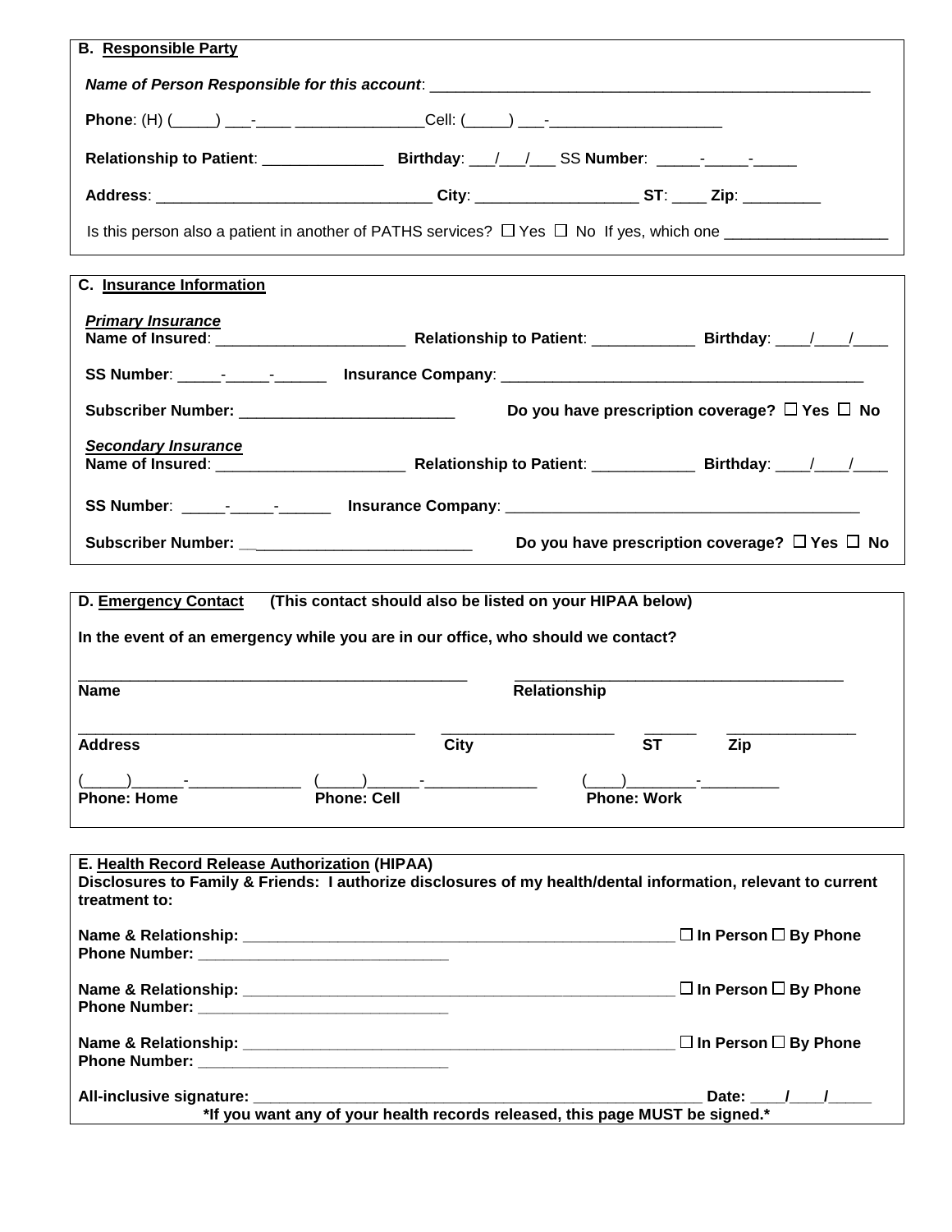**B. Responsible Party**

***Name of Person Responsible for this account***: ____________________________________________________

**Phone**: (H) (_____) ___-____ _______________Cell: (_____) ___-____________________

**Relationship to Patient**: ______________ **Birthday**: ___/___/___ SS **Number**: _____-_____-_____

**Address**: _______________________________ **City**: __________________ **ST**: ____ **Zip**: _________

Is this person also a patient in another of PATHS services? ☐ Yes ☐ No If yes, which one __________________

**C. Insurance Information**

***Primary Insurance***

**Name of Insured**: ______________________ **Relationship to Patient**: ____________ **Birthday**: ____/____/____

**SS Number**: _____-_____-______ **Insurance Company**: __________________________________________

**Subscriber Number:** _________________________ **Do you have prescription coverage?** ☐ **Yes** ☐ **No**

***Secondary Insurance***

**Name of Insured**: ______________________ **Relationship to Patient**: ____________ **Birthday**: ____/____/____

**SS Number**: _____-_____-______ **Insurance Company**: _________________________________________

**Subscriber Number:** __________________________ **Do you have prescription coverage?** ☐ **Yes** ☐ **No**

**D. Emergency Contact (This contact should also be listed on your HIPAA below)**

**In the event of an emergency while you are in our office, who should we contact?**

______________________________________________ ______________________________________

**Name** **Relationship**

_______________________________________ ____________________ ______ _______________

**Address** **City** **ST** **Zip**

(_____)______-_____________ (_____)______-_____________ (____)________-_________

**Phone: Home** **Phone: Cell** **Phone: Work**

**E. Health Record Release Authorization (HIPAA)**

**Disclosures to Family & Friends: I authorize disclosures of my health/dental information, relevant to current treatment to:**

**Name & Relationship:** ____________________________________________________ ☐ **In Person** ☐ **By Phone**
**Phone Number:** _____________________________

**Name & Relationship:** ____________________________________________________ ☐ **In Person** ☐ **By Phone**
**Phone Number:** _____________________________

**Name & Relationship:** ____________________________________________________ ☐ **In Person** ☐ **By Phone**
**Phone Number:** _____________________________

**All-inclusive signature:** ______________________________________________________ **Date:** ____/____/_____

**\*If you want any of your health records released, this page MUST be signed.\***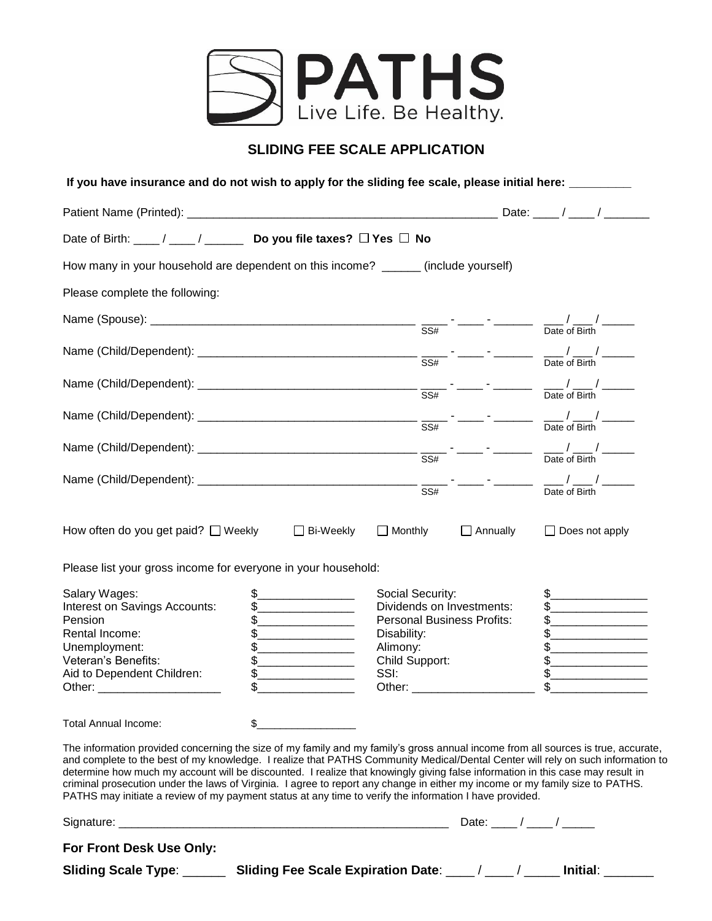# PATHS

Live Life. Be Healthy.

## SLIDING FEE SCALE APPLICATION

**If you have insurance and do not wish to apply for the sliding fee scale, please initial here: _________**

Patient Name (Printed): ________________________________________________ Date: ____ / ____ / _______

Date of Birth: ____ / ____ / ______ **Do you file taxes? ☐ Yes ☐ No**

How many in your household are dependent on this income? ______ (include yourself)

Please complete the following:

| Name | SS# | Date of Birth |
|---|---|---|
| Name (Spouse): ________________________________________ | ____ - ____ - ______ | ___ / ___ / _____ |
| Name (Child/Dependent): _________________________________ | ____ - ____ - ______ | ___ / ___ / _____ |
| Name (Child/Dependent): _________________________________ | ____ - ____ - ______ | ___ / ___ / _____ |
| Name (Child/Dependent): _________________________________ | ____ - ____ - ______ | ___ / ___ / _____ |
| Name (Child/Dependent): _________________________________ | ____ - ____ - ______ | ___ / ___ / _____ |
| Name (Child/Dependent): _________________________________ | ____ - ____ - ______ | ___ / ___ / _____ |

How often do you get paid? ☐ Weekly ☐ Bi-Weekly ☐ Monthly ☐ Annually ☐ Does not apply

Please list your gross income for everyone in your household:

| | | | |
|---|---|---|---|
| Salary Wages: | $_______________ | Social Security: | $_______________ |
| Interest on Savings Accounts: | $_______________ | Dividends on Investments: | $_______________ |
| Pension | $_______________ | Personal Business Profits: | $_______________ |
| Rental Income: | $_______________ | Disability: | $_______________ |
| Unemployment: | $_______________ | Alimony: | $_______________ |
| Veteran's Benefits: | $_______________ | Child Support: | $_______________ |
| Aid to Dependent Children: | $_______________ | SSI: | $_______________ |
| Other: ___________________ | $_______________ | Other: ___________________ | $_______________ |

Total Annual Income: $________________

The information provided concerning the size of my family and my family's gross annual income from all sources is true, accurate, and complete to the best of my knowledge. I realize that PATHS Community Medical/Dental Center will rely on such information to determine how much my account will be discounted. I realize that knowingly giving false information in this case may result in criminal prosecution under the laws of Virginia. I agree to report any change in either my income or my family size to PATHS. PATHS may initiate a review of my payment status at any time to verify the information I have provided.

Signature: _____________________________________________________ Date: ____ / ____ / _____

**For Front Desk Use Only:**

**Sliding Scale Type**: ______ **Sliding Fee Scale Expiration Date**: ____ / ____ / _____ **Initial**: _______